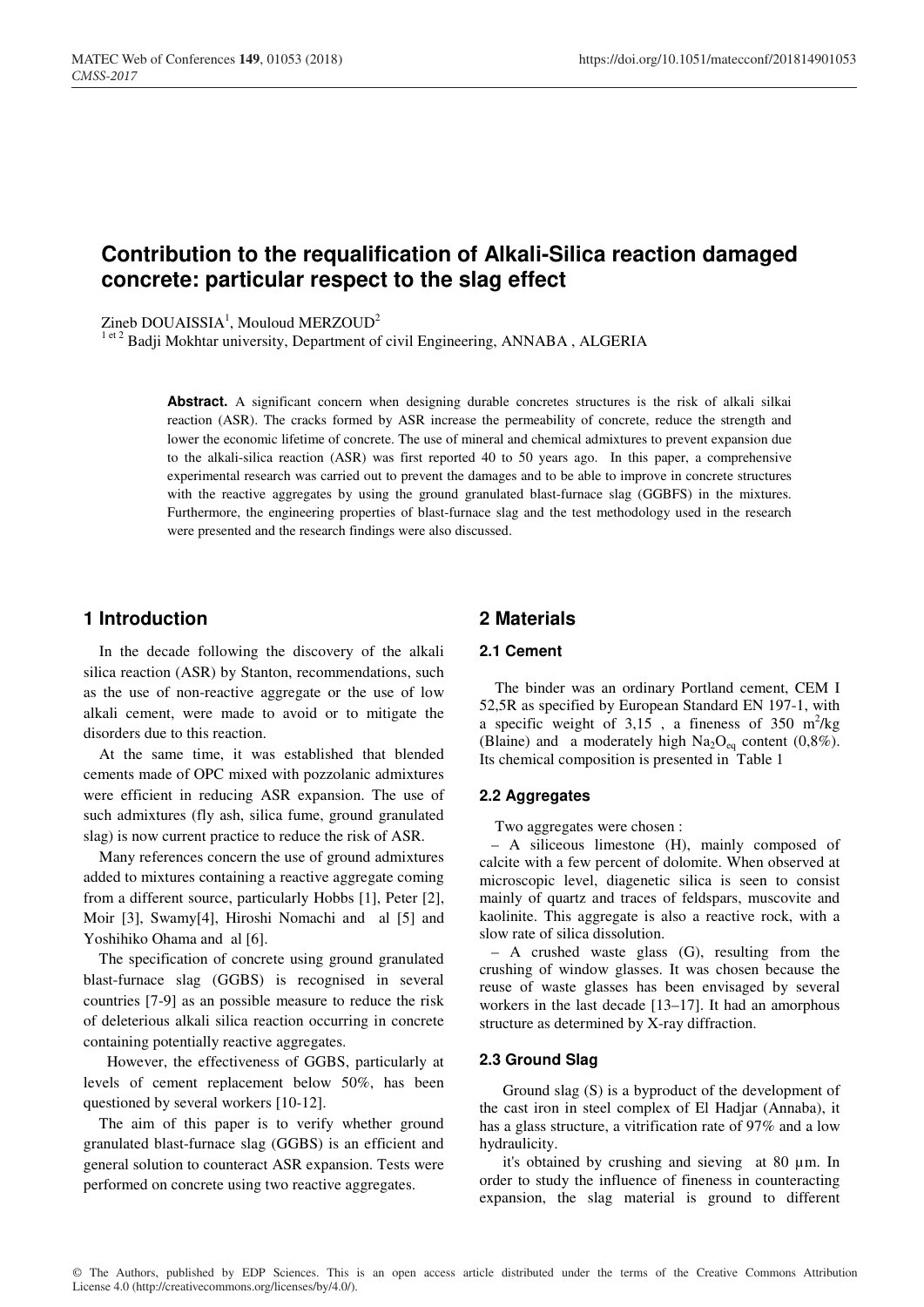# Contribution to the requalification of Alkali-Silica reaction damaged concrete: particular respect to the slag effect

Zineb DOUAISSIA[1], Mouloud MERZOUD[2]

[1 et 2] Badji Mokhtar university, Department of civil Engineering, ANNABA , ALGERIA

**Abstract.** A significant concern when designing durable concretes structures is the risk of alkali silkai reaction (ASR). The cracks formed by ASR increase the permeability of concrete, reduce the strength and lower the economic lifetime of concrete. The use of mineral and chemical admixtures to prevent expansion due to the alkali-silica reaction (ASR) was first reported 40 to 50 years ago. In this paper, a comprehensive experimental research was carried out to prevent the damages and to be able to improve in concrete structures with the reactive aggregates by using the ground granulated blast-furnace slag (GGBFS) in the mixtures. Furthermore, the engineering properties of blast-furnace slag and the test methodology used in the research were presented and the research findings were also discussed.

## 1 Introduction

In the decade following the discovery of the alkali silica reaction (ASR) by Stanton, recommendations, such as the use of non-reactive aggregate or the use of low alkali cement, were made to avoid or to mitigate the disorders due to this reaction.

At the same time, it was established that blended cements made of OPC mixed with pozzolanic admixtures were efficient in reducing ASR expansion. The use of such admixtures (fly ash, silica fume, ground granulated slag) is now current practice to reduce the risk of ASR.

Many references concern the use of ground admixtures added to mixtures containing a reactive aggregate coming from a different source, particularly Hobbs [1], Peter [2], Moir [3], Swamy[4], Hiroshi Nomachi and al [5] and Yoshihiko Ohama and al [6].

The specification of concrete using ground granulated blast-furnace slag (GGBS) is recognised in several countries [7-9] as an possible measure to reduce the risk of deleterious alkali silica reaction occurring in concrete containing potentially reactive aggregates.

However, the effectiveness of GGBS, particularly at levels of cement replacement below 50%, has been questioned by several workers [10-12].

The aim of this paper is to verify whether ground granulated blast-furnace slag (GGBS) is an efficient and general solution to counteract ASR expansion. Tests were performed on concrete using two reactive aggregates.

## 2 Materials

### 2.1 Cement

The binder was an ordinary Portland cement, CEM I 52,5R as specified by European Standard EN 197-1, with a specific weight of 3,15 , a fineness of 350 $m^2/kg$ (Blaine) and a moderately high $Na_2O_{eq}$ content (0,8%). Its chemical composition is presented in Table 1

### 2.2 Aggregates

Two aggregates were chosen :

– A siliceous limestone (H), mainly composed of calcite with a few percent of dolomite. When observed at microscopic level, diagenetic silica is seen to consist mainly of quartz and traces of feldspars, muscovite and kaolinite. This aggregate is also a reactive rock, with a slow rate of silica dissolution.

– A crushed waste glass (G), resulting from the crushing of window glasses. It was chosen because the reuse of waste glasses has been envisaged by several workers in the last decade [13–17]. It had an amorphous structure as determined by X-ray diffraction.

### 2.3 Ground Slag

Ground slag (S) is a byproduct of the development of the cast iron in steel complex of El Hadjar (Annaba), it has a glass structure, a vitrification rate of 97% and a low hydraulicity.

it's obtained by crushing and sieving at 80 µm. In order to study the influence of fineness in counteracting expansion, the slag material is ground to different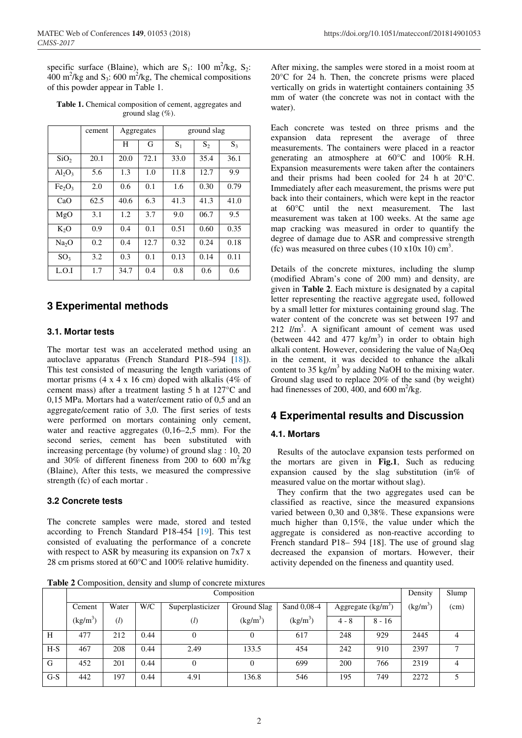specific surface (Blaine), which are $S_1$: 100 $m^2/kg$, $S_2$: 400 $m^2/kg$ and $S_3$: 600 $m^2/kg$, The chemical compositions of this powder appear in Table 1.

**Table 1.** Chemical composition of cement, aggregates and ground slag (%).

| | cement | Aggregates | | ground slag | | |
|---|---|---|---|---|---|---|
| | | H | G | $S_1$ | $S_2$ | $S_3$ |
| $SiO_2$ | 20.1 | 20.0 | 72.1 | 33.0 | 35.4 | 36.1 |
| $Al_2O_3$ | 5.6 | 1.3 | 1.0 | 11.8 | 12.7 | 9.9 |
| $Fe_2O_3$ | 2.0 | 0.6 | 0.1 | 1.6 | 0.30 | 0.79 |
| CaO | 62.5 | 40.6 | 6.3 | 41.3 | 41.3 | 41.0 |
| MgO | 3.1 | 1.2 | 3.7 | 9.0 | 06.7 | 9.5 |
| $K_2O$ | 0.9 | 0.4 | 0.1 | 0.51 | 0.60 | 0.35 |
| $Na_2O$ | 0.2 | 0.4 | 12.7 | 0.32 | 0.24 | 0.18 |
| $SO_3$ | 3.2 | 0.3 | 0.1 | 0.13 | 0.14 | 0.11 |
| L.O.I | 1.7 | 34.7 | 0.4 | 0.8 | 0.6 | 0.6 |

## 3 Experimental methods

### 3.1. Mortar tests

The mortar test was an accelerated method using an autoclave apparatus (French Standard P18–594 [18]). This test consisted of measuring the length variations of mortar prisms (4 x 4 x 16 cm) doped with alkalis (4% of cement mass) after a treatment lasting 5 h at 127°C and 0,15 MPa. Mortars had a water/cement ratio of 0,5 and an aggregate/cement ratio of 3,0. The first series of tests were performed on mortars containing only cement, water and reactive aggregates (0,16–2,5 mm). For the second series, cement has been substituted with increasing percentage (by volume) of ground slag : 10, 20 and 30% of different fineness from 200 to 600 $m^2/kg$ (Blaine), After this tests, we measured the compressive strength (fc) of each mortar .

### 3.2 Concrete tests

The concrete samples were made, stored and tested according to French Standard P18-454 [19]. This test consisted of evaluating the performance of a concrete with respect to ASR by measuring its expansion on 7x7 x 28 cm prisms stored at 60°C and 100% relative humidity.

After mixing, the samples were stored in a moist room at 20°C for 24 h. Then, the concrete prisms were placed vertically on grids in watertight containers containing 35 mm of water (the concrete was not in contact with the water).

Each concrete was tested on three prisms and the expansion data represent the average of three measurements. The containers were placed in a reactor generating an atmosphere at 60°C and 100% R.H. Expansion measurements were taken after the containers and their prisms had been cooled for 24 h at 20°C. Immediately after each measurement, the prisms were put back into their containers, which were kept in the reactor at 60°C until the next measurement. The last measurement was taken at 100 weeks. At the same age map cracking was measured in order to quantify the degree of damage due to ASR and compressive strength (fc) was measured on three cubes (10 x10x 10) $cm^3$.

Details of the concrete mixtures, including the slump (modified Abram's cone of 200 mm) and density, are given in **Table 2**. Each mixture is designated by a capital letter representing the reactive aggregate used, followed by a small letter for mixtures containing ground slag. The water content of the concrete was set between 197 and 212 $l/m^3$. A significant amount of cement was used (between 442 and 477 $kg/m^3$) in order to obtain high alkali content. However, considering the value of $Na_2Oeq$ in the cement, it was decided to enhance the alkali content to 35 $kg/m^3$ by adding NaOH to the mixing water. Ground slag used to replace 20% of the sand (by weight) had finenesses of 200, 400, and 600 $m^2/kg$.

## 4 Experimental results and Discussion

### 4.1. Mortars

Results of the autoclave expansion tests performed on the mortars are given in **Fig.1**, Such as reducing expansion caused by the slag substitution (in% of measured value on the mortar without slag).

They confirm that the two aggregates used can be classified as reactive, since the measured expansions varied between 0,30 and 0,38%. These expansions were much higher than 0,15%, the value under which the aggregate is considered as non-reactive according to French standard P18– 594 [18]. The use of ground slag decreased the expansion of mortars. However, their activity depended on the fineness and quantity used.

**Table 2** Composition, density and slump of concrete mixtures

| | Composition | | | | | | | | Density | Slump |
|---|---|---|---|---|---|---|---|---|---|---|
| | Cement ($kg/m^3$) | Water ($l$) | W/C | Superplasticizer ($l$) | Ground Slag ($kg/m^3$) | Sand 0,08-4 ($kg/m^3$) | Aggregate ($kg/m^3$) | | ($kg/m^3$) | (cm) |
| | | | | | | | 4 - 8 | 8 - 16 | | |
| H | 477 | 212 | 0.44 | 0 | 0 | 617 | 248 | 929 | 2445 | 4 |
| H-S | 467 | 208 | 0.44 | 2.49 | 133.5 | 454 | 242 | 910 | 2397 | 7 |
| G | 452 | 201 | 0.44 | 0 | 0 | 699 | 200 | 766 | 2319 | 4 |
| G-S | 442 | 197 | 0.44 | 4.91 | 136.8 | 546 | 195 | 749 | 2272 | 5 |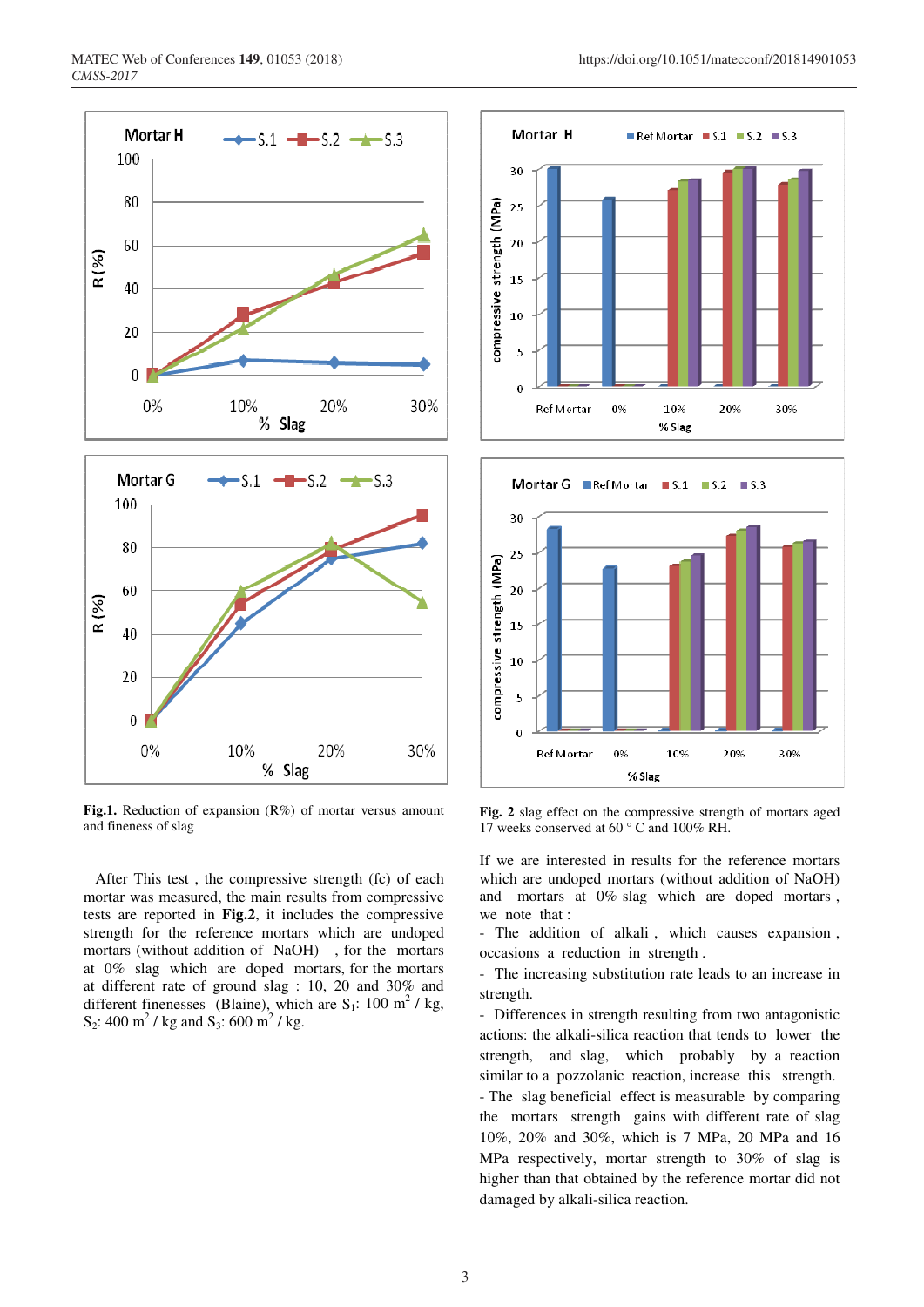**Fig.1.** Reduction of expansion (R%) of mortar versus amount and fineness of slag

**Fig. 2** slag effect on the compressive strength of mortars aged 17 weeks conserved at 60 ° C and 100% RH.

After This test , the compressive strength (fc) of each mortar was measured, the main results from compressive tests are reported in **Fig.2**, it includes the compressive strength for the reference mortars which are undoped mortars (without addition of NaOH) , for the mortars at 0% slag which are doped mortars, for the mortars at different rate of ground slag : 10, 20 and 30% and different finenesses (Blaine), which are $S_1$: 100 $m^2$ / kg, $S_2$: 400 $m^2$ / kg and $S_3$: 600 $m^2$ / kg.

If we are interested in results for the reference mortars which are undoped mortars (without addition of NaOH) and mortars at 0% slag which are doped mortars , we note that :

- The addition of alkali , which causes expansion , occasions a reduction in strength .
- The increasing substitution rate leads to an increase in strength.
- Differences in strength resulting from two antagonistic actions: the alkali-silica reaction that tends to lower the strength, and slag, which probably by a reaction similar to a pozzolanic reaction, increase this strength.
- The slag beneficial effect is measurable by comparing the mortars strength gains with different rate of slag 10%, 20% and 30%, which is 7 MPa, 20 MPa and 16 MPa respectively, mortar strength to 30% of slag is higher than that obtained by the reference mortar did not damaged by alkali-silica reaction.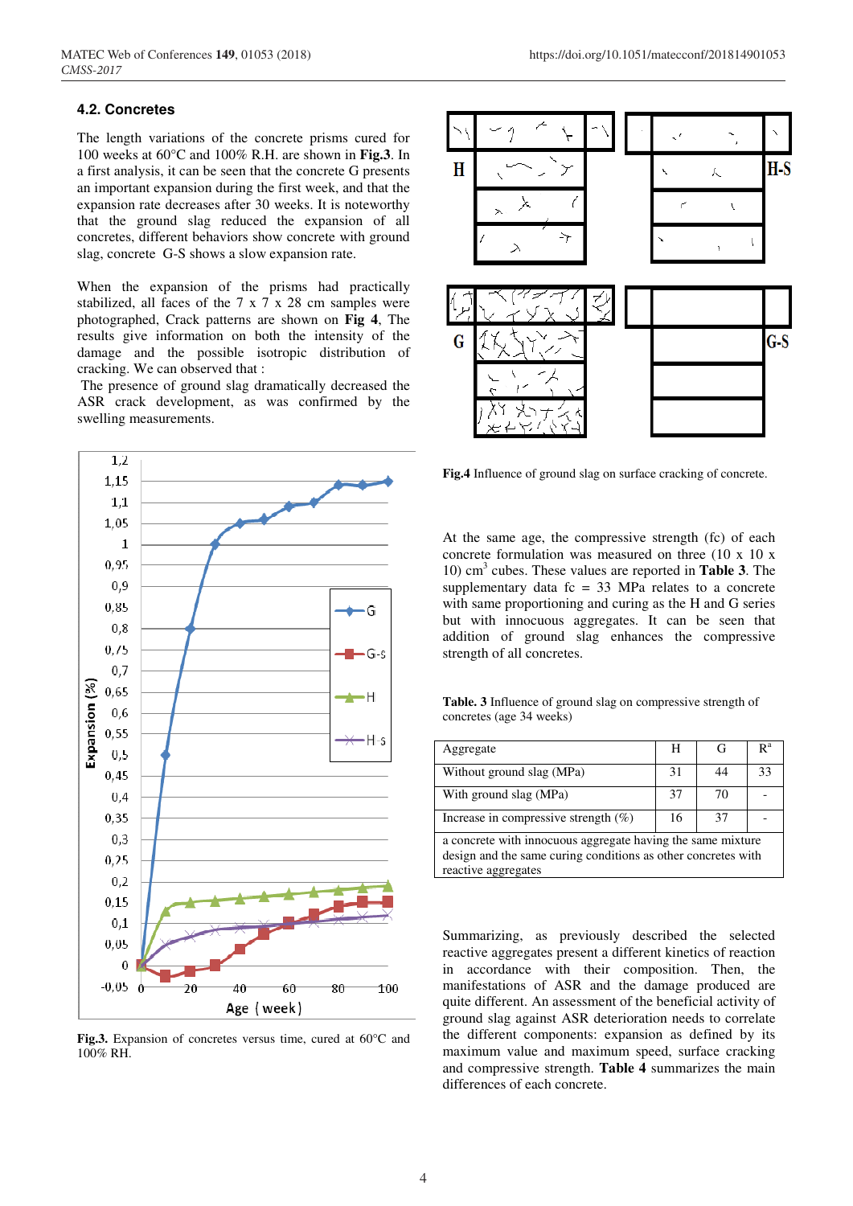### 4.2. Concretes

The length variations of the concrete prisms cured for 100 weeks at 60°C and 100% R.H. are shown in **Fig.3**. In a first analysis, it can be seen that the concrete G presents an important expansion during the first week, and that the expansion rate decreases after 30 weeks. It is noteworthy that the ground slag reduced the expansion of all concretes, different behaviors show concrete with ground slag, concrete G-S shows a slow expansion rate.

When the expansion of the prisms had practically stabilized, all faces of the 7 x 7 x 28 cm samples were photographed, Crack patterns are shown on **Fig 4**, The results give information on both the intensity of the damage and the possible isotropic distribution of cracking. We can observed that :

The presence of ground slag dramatically decreased the ASR crack development, as was confirmed by the swelling measurements.

**Fig.3.** Expansion of concretes versus time, cured at 60°C and 100% RH.

**Fig.4** Influence of ground slag on surface cracking of concrete.

At the same age, the compressive strength (fc) of each concrete formulation was measured on three (10 x 10 x 10) $cm^3$ cubes. These values are reported in **Table 3**. The supplementary data fc = 33 MPa relates to a concrete with same proportioning and curing as the H and G series but with innocuous aggregates. It can be seen that addition of ground slag enhances the compressive strength of all concretes.

**Table. 3** Influence of ground slag on compressive strength of concretes (age 34 weeks)

| Aggregate | H | G | R[a] |
|---|---|---|---|
| Without ground slag (MPa) | 31 | 44 | 33 |
| With ground slag (MPa) | 37 | 70 | - |
| Increase in compressive strength (%) | 16 | 37 | - |

a concrete with innocuous aggregate having the same mixture design and the same curing conditions as other concretes with reactive aggregates

Summarizing, as previously described the selected reactive aggregates present a different kinetics of reaction in accordance with their composition. Then, the manifestations of ASR and the damage produced are quite different. An assessment of the beneficial activity of ground slag against ASR deterioration needs to correlate the different components: expansion as defined by its maximum value and maximum speed, surface cracking and compressive strength. **Table 4** summarizes the main differences of each concrete.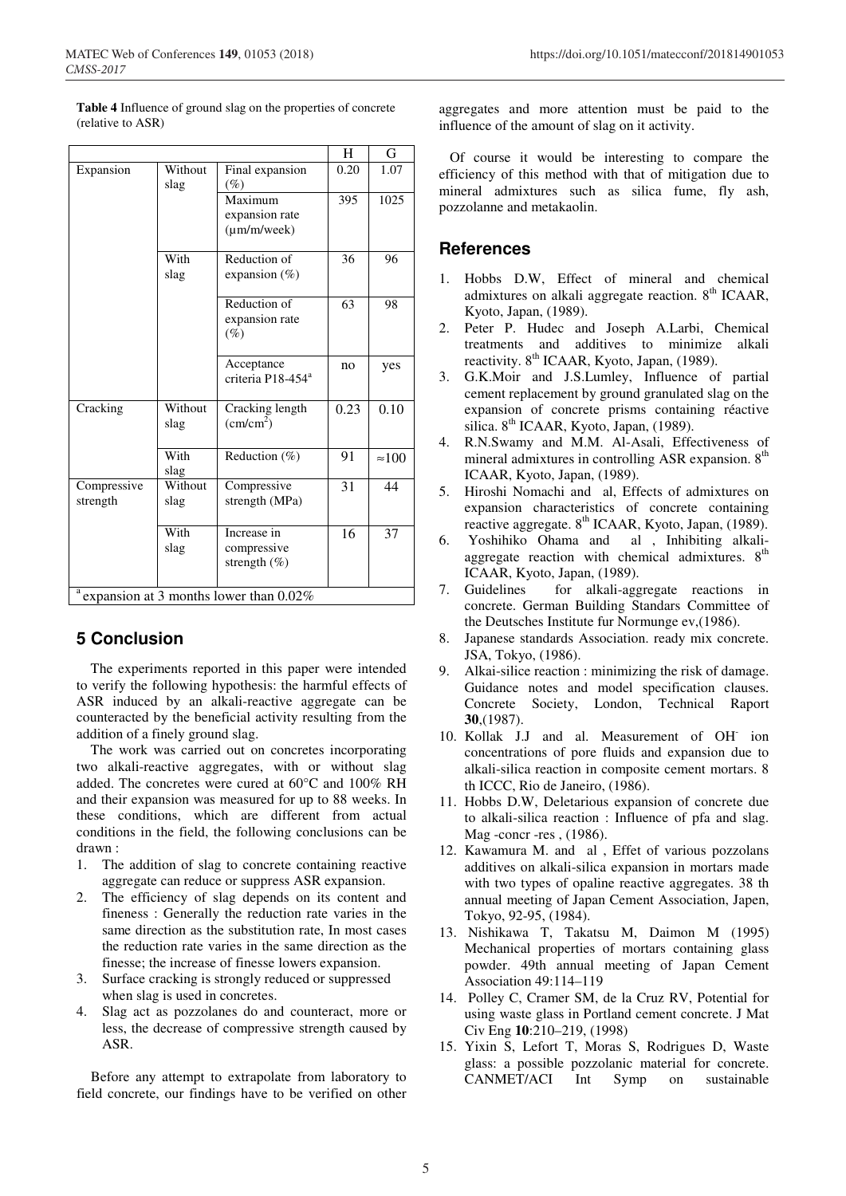**Table 4** Influence of ground slag on the properties of concrete (relative to ASR)

| | | | H | G |
|---|---|---|---|---|
| Expansion | Without slag | Final expansion (%) | 0.20 | 1.07 |
| | | Maximum expansion rate (µm/m/week) | 395 | 1025 |
| | With slag | Reduction of expansion (%) | 36 | 96 |
| | | Reduction of expansion rate (%) | 63 | 98 |
| | | Acceptance criteria P18-454[a] | no | yes |
| Cracking | Without slag | Cracking length ($cm/cm^2$) | 0.23 | 0.10 |
| | With slag | Reduction (%) | 91 | ≈100 |
| Compressive strength | Without slag | Compressive strength (MPa) | 31 | 44 |
| | With slag | Increase in compressive strength (%) | 16 | 37 |

[a] expansion at 3 months lower than 0.02%

## 5 Conclusion

The experiments reported in this paper were intended to verify the following hypothesis: the harmful effects of ASR induced by an alkali-reactive aggregate can be counteracted by the beneficial activity resulting from the addition of a finely ground slag.

The work was carried out on concretes incorporating two alkali-reactive aggregates, with or without slag added. The concretes were cured at 60°C and 100% RH and their expansion was measured for up to 88 weeks. In these conditions, which are different from actual conditions in the field, the following conclusions can be drawn :

1. The addition of slag to concrete containing reactive aggregate can reduce or suppress ASR expansion.
2. The efficiency of slag depends on its content and fineness : Generally the reduction rate varies in the same direction as the substitution rate, In most cases the reduction rate varies in the same direction as the finesse; the increase of finesse lowers expansion.
3. Surface cracking is strongly reduced or suppressed when slag is used in concretes.
4. Slag act as pozzolanes do and counteract, more or less, the decrease of compressive strength caused by ASR.

Before any attempt to extrapolate from laboratory to field concrete, our findings have to be verified on other aggregates and more attention must be paid to the influence of the amount of slag on it activity.

Of course it would be interesting to compare the efficiency of this method with that of mitigation due to mineral admixtures such as silica fume, fly ash, pozzolanne and metakaolin.

## References

1. Hobbs D.W, Effect of mineral and chemical admixtures on alkali aggregate reaction. 8th ICAAR, Kyoto, Japan, (1989).
2. Peter P. Hudec and Joseph A.Larbi, Chemical treatments and additives to minimize alkali reactivity. 8th ICAAR, Kyoto, Japan, (1989).
3. G.K.Moir and J.S.Lumley, Influence of partial cement replacement by ground granulated slag on the expansion of concrete prisms containing réactive silica. 8th ICAAR, Kyoto, Japan, (1989).
4. R.N.Swamy and M.M. Al-Asali, Effectiveness of mineral admixtures in controlling ASR expansion. 8th ICAAR, Kyoto, Japan, (1989).
5. Hiroshi Nomachi and al, Effects of admixtures on expansion characteristics of concrete containing reactive aggregate. 8th ICAAR, Kyoto, Japan, (1989).
6. Yoshihiko Ohama and al , Inhibiting alkali-aggregate reaction with chemical admixtures. 8th ICAAR, Kyoto, Japan, (1989).
7. Guidelines for alkali-aggregate reactions in concrete. German Building Standars Committee of the Deutsches Institute fur Normunge ev,(1986).
8. Japanese standards Association. ready mix concrete. JSA, Tokyo, (1986).
9. Alkai-silice reaction : minimizing the risk of damage. Guidance notes and model specification clauses. Concrete Society, London, Technical Raport **30**,(1987).
10. Kollak J.J and al. Measurement of $OH^-$ ion concentrations of pore fluids and expansion due to alkali-silica reaction in composite cement mortars. 8 th ICCC, Rio de Janeiro, (1986).
11. Hobbs D.W, Deletarious expansion of concrete due to alkali-silica reaction : Influence of pfa and slag. Mag -concr -res , (1986).
12. Kawamura M. and al , Effet of various pozzolans additives on alkali-silica expansion in mortars made with two types of opaline reactive aggregates. 38 th annual meeting of Japan Cement Association, Japen, Tokyo, 92-95, (1984).
13. Nishikawa T, Takatsu M, Daimon M (1995) Mechanical properties of mortars containing glass powder. 49th annual meeting of Japan Cement Association 49:114–119
14. Polley C, Cramer SM, de la Cruz RV, Potential for using waste glass in Portland cement concrete. J Mat Civ Eng **10**:210–219, (1998)
15. Yixin S, Lefort T, Moras S, Rodrigues D, Waste glass: a possible pozzolanic material for concrete. CANMET/ACI Int Symp on sustainable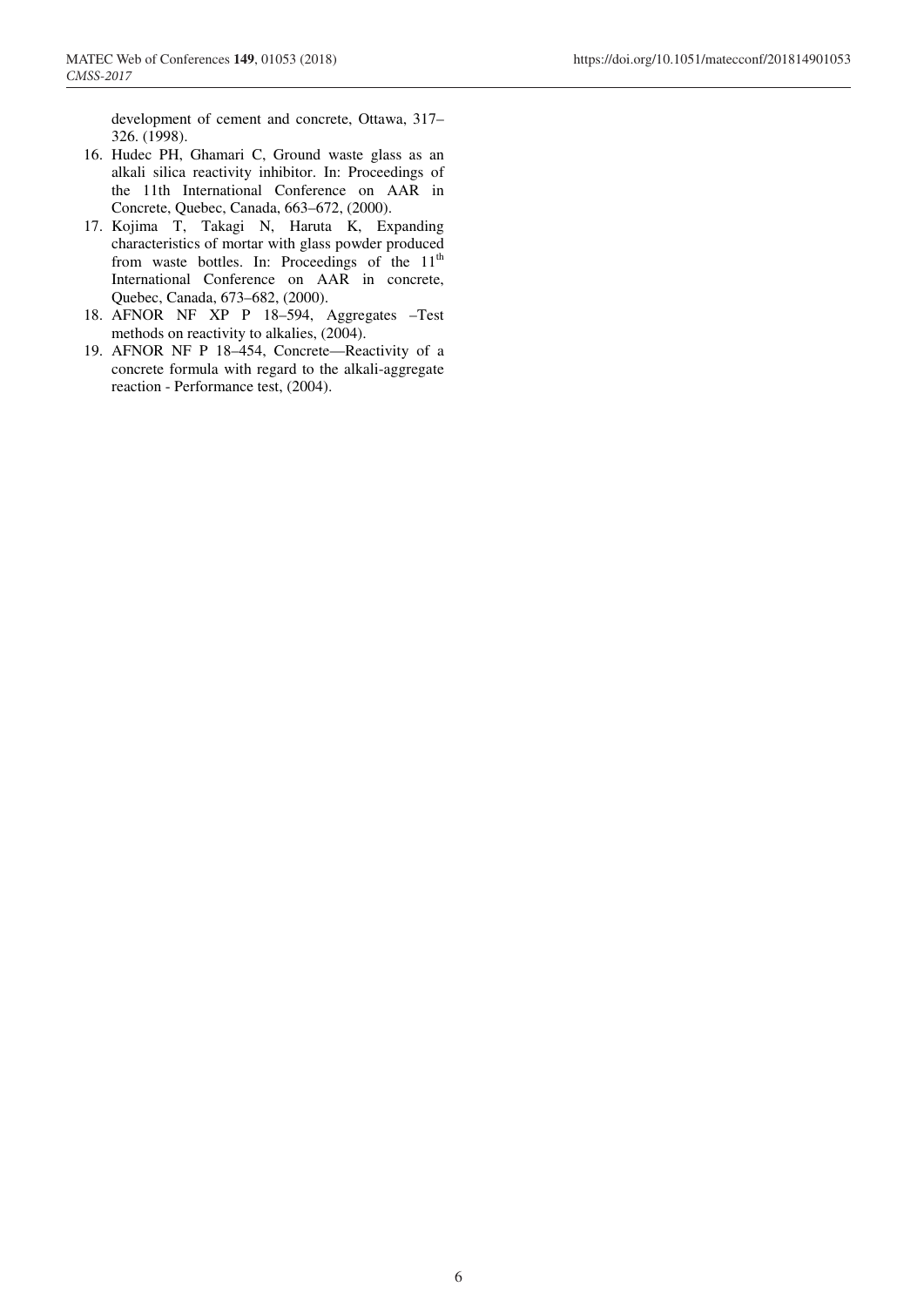development of cement and concrete, Ottawa, 317–326. (1998).

16. Hudec PH, Ghamari C, Ground waste glass as an alkali silica reactivity inhibitor. In: Proceedings of the 11th International Conference on AAR in Concrete, Quebec, Canada, 663–672, (2000).
17. Kojima T, Takagi N, Haruta K, Expanding characteristics of mortar with glass powder produced from waste bottles. In: Proceedings of the 11th International Conference on AAR in concrete, Quebec, Canada, 673–682, (2000).
18. AFNOR NF XP P 18–594, Aggregates –Test methods on reactivity to alkalies, (2004).
19. AFNOR NF P 18–454, Concrete—Reactivity of a concrete formula with regard to the alkali-aggregate reaction - Performance test, (2004).